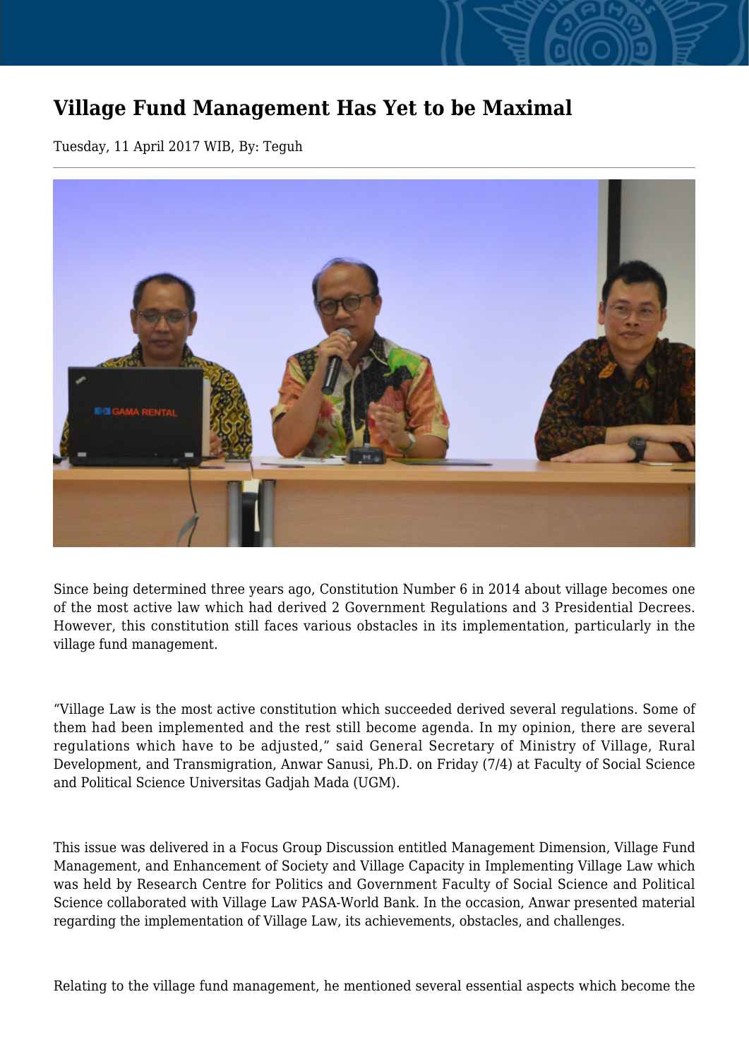# Village Fund Management Has Yet to be Maximal

Tuesday, 11 April 2017 WIB, By: Teguh

Since being determined three years ago, Constitution Number 6 in 2014 about village becomes one of the most active law which had derived 2 Government Regulations and 3 Presidential Decrees. However, this constitution still faces various obstacles in its implementation, particularly in the village fund management.

"Village Law is the most active constitution which succeeded derived several regulations. Some of them had been implemented and the rest still become agenda. In my opinion, there are several regulations which have to be adjusted," said General Secretary of Ministry of Village, Rural Development, and Transmigration, Anwar Sanusi, Ph.D. on Friday (7/4) at Faculty of Social Science and Political Science Universitas Gadjah Mada (UGM).

This issue was delivered in a Focus Group Discussion entitled Management Dimension, Village Fund Management, and Enhancement of Society and Village Capacity in Implementing Village Law which was held by Research Centre for Politics and Government Faculty of Social Science and Political Science collaborated with Village Law PASA-World Bank. In the occasion, Anwar presented material regarding the implementation of Village Law, its achievements, obstacles, and challenges.

Relating to the village fund management, he mentioned several essential aspects which become the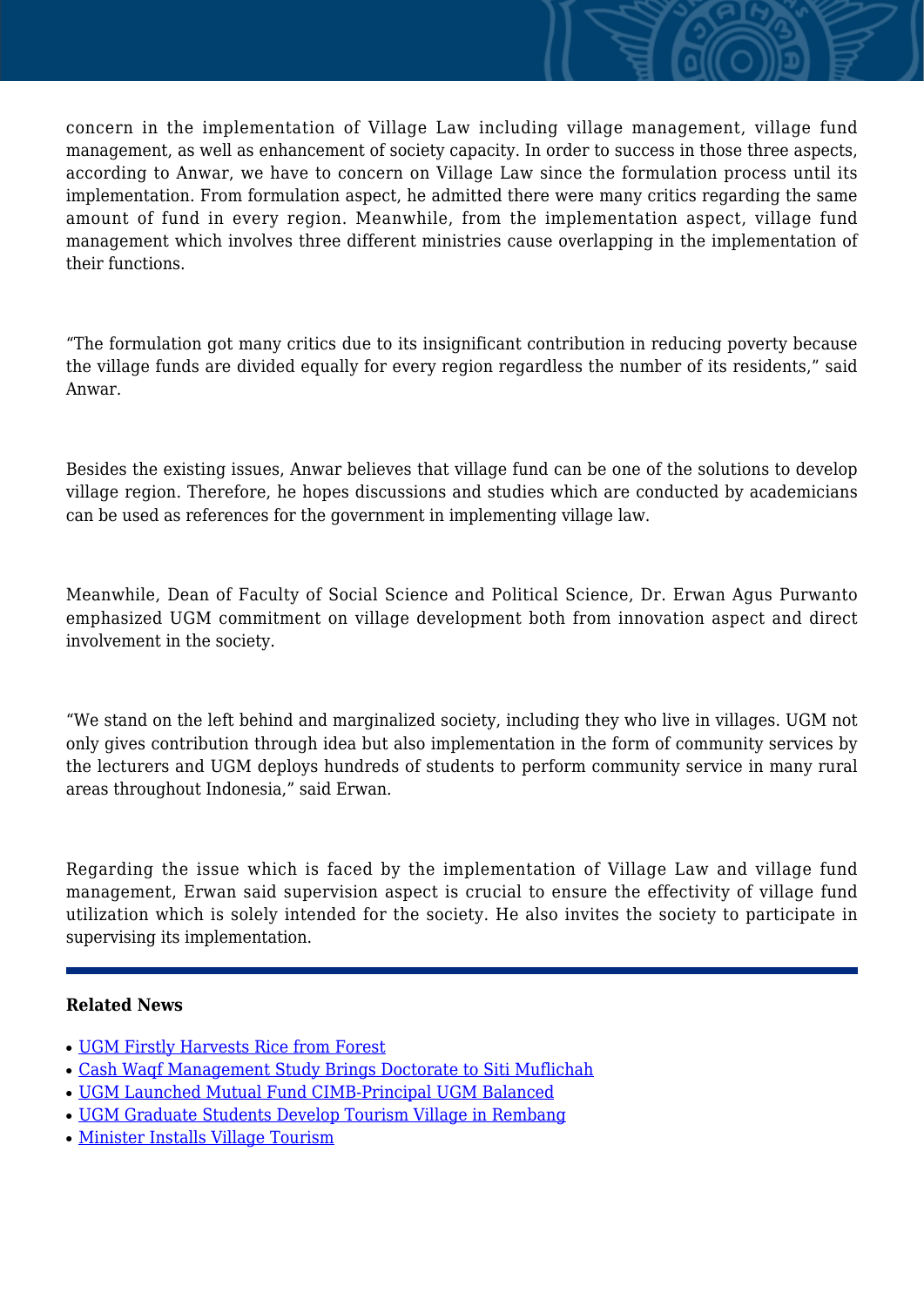concern in the implementation of Village Law including village management, village fund management, as well as enhancement of society capacity. In order to success in those three aspects, according to Anwar, we have to concern on Village Law since the formulation process until its implementation. From formulation aspect, he admitted there were many critics regarding the same amount of fund in every region. Meanwhile, from the implementation aspect, village fund management which involves three different ministries cause overlapping in the implementation of their functions.

"The formulation got many critics due to its insignificant contribution in reducing poverty because the village funds are divided equally for every region regardless the number of its residents," said Anwar.

Besides the existing issues, Anwar believes that village fund can be one of the solutions to develop village region. Therefore, he hopes discussions and studies which are conducted by academicians can be used as references for the government in implementing village law.

Meanwhile, Dean of Faculty of Social Science and Political Science, Dr. Erwan Agus Purwanto emphasized UGM commitment on village development both from innovation aspect and direct involvement in the society.

"We stand on the left behind and marginalized society, including they who live in villages. UGM not only gives contribution through idea but also implementation in the form of community services by the lecturers and UGM deploys hundreds of students to perform community service in many rural areas throughout Indonesia," said Erwan.

Regarding the issue which is faced by the implementation of Village Law and village fund management, Erwan said supervision aspect is crucial to ensure the effectivity of village fund utilization which is solely intended for the society. He also invites the society to participate in supervising its implementation.

---

**Related News**

- UGM Firstly Harvests Rice from Forest
- Cash Waqf Management Study Brings Doctorate to Siti Muflichah
- UGM Launched Mutual Fund CIMB-Principal UGM Balanced
- UGM Graduate Students Develop Tourism Village in Rembang
- Minister Installs Village Tourism